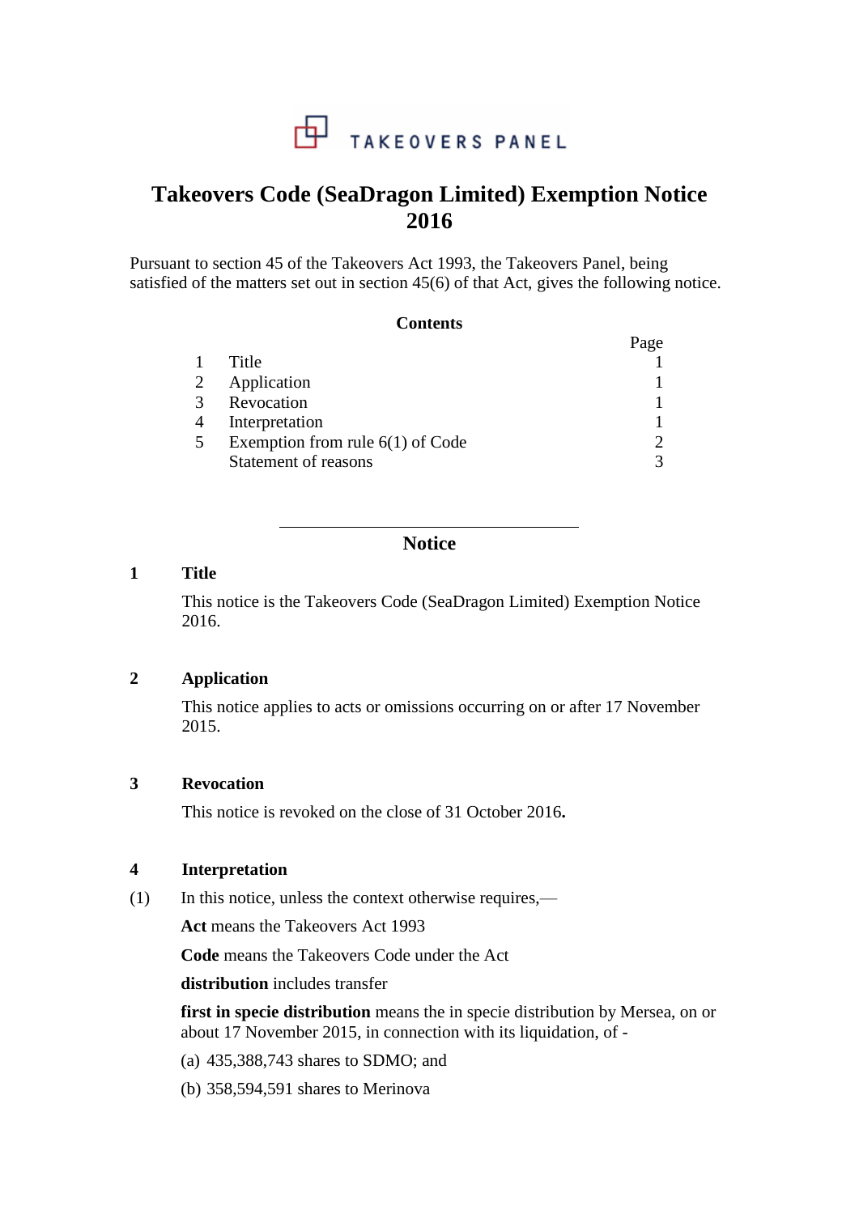TAKEOVERS PANEL

# Takeovers Code (SeaDragon Limited) Exemption Notice 2016

Pursuant to section 45 of the Takeovers Act 1993, the Takeovers Panel, being satisfied of the matters set out in section 45(6) of that Act, gives the following notice.

**Contents**

| | | Page |
|---|---|---|
| 1 | Title | 1 |
| 2 | Application | 1 |
| 3 | Revocation | 1 |
| 4 | Interpretation | 1 |
| 5 | Exemption from rule 6(1) of Code | 2 |
| | Statement of reasons | 3 |

---

## Notice

### 1 Title

This notice is the Takeovers Code (SeaDragon Limited) Exemption Notice 2016.

### 2 Application

This notice applies to acts or omissions occurring on or after 17 November 2015.

### 3 Revocation

This notice is revoked on the close of 31 October 2016**.**

### 4 Interpretation

(1) In this notice, unless the context otherwise requires,—

**Act** means the Takeovers Act 1993

**Code** means the Takeovers Code under the Act

**distribution** includes transfer

**first in specie distribution** means the in specie distribution by Mersea, on or about 17 November 2015, in connection with its liquidation, of -

(a) 435,388,743 shares to SDMO; and

(b) 358,594,591 shares to Merinova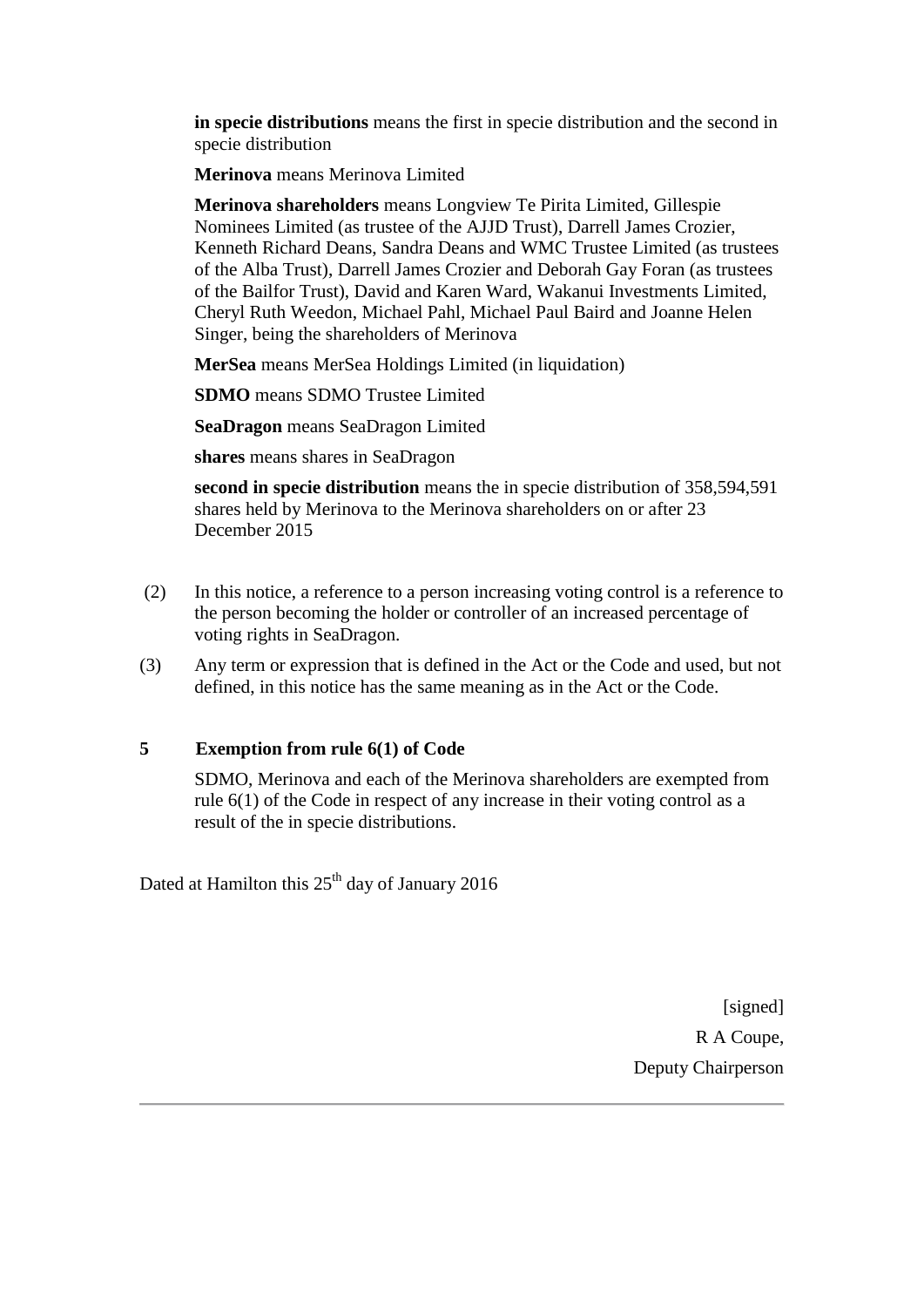**in specie distributions** means the first in specie distribution and the second in specie distribution

**Merinova** means Merinova Limited

**Merinova shareholders** means Longview Te Pirita Limited, Gillespie Nominees Limited (as trustee of the AJJD Trust), Darrell James Crozier, Kenneth Richard Deans, Sandra Deans and WMC Trustee Limited (as trustees of the Alba Trust), Darrell James Crozier and Deborah Gay Foran (as trustees of the Bailfor Trust), David and Karen Ward, Wakanui Investments Limited, Cheryl Ruth Weedon, Michael Pahl, Michael Paul Baird and Joanne Helen Singer, being the shareholders of Merinova

**MerSea** means MerSea Holdings Limited (in liquidation)

**SDMO** means SDMO Trustee Limited

**SeaDragon** means SeaDragon Limited

**shares** means shares in SeaDragon

**second in specie distribution** means the in specie distribution of 358,594,591 shares held by Merinova to the Merinova shareholders on or after 23 December 2015

(2) In this notice, a reference to a person increasing voting control is a reference to the person becoming the holder or controller of an increased percentage of voting rights in SeaDragon.

(3) Any term or expression that is defined in the Act or the Code and used, but not defined, in this notice has the same meaning as in the Act or the Code.

## 5 Exemption from rule 6(1) of Code

SDMO, Merinova and each of the Merinova shareholders are exempted from rule 6(1) of the Code in respect of any increase in their voting control as a result of the in specie distributions.

Dated at Hamilton this 25th day of January 2016

[signed]

R A Coupe,

Deputy Chairperson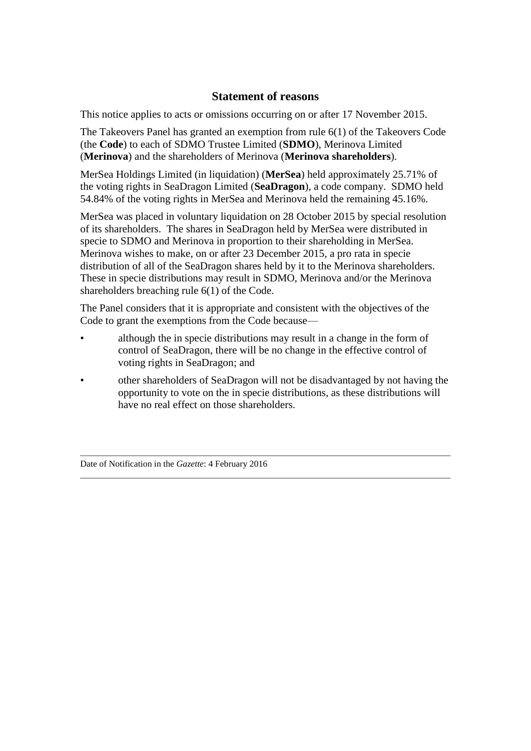## Statement of reasons

This notice applies to acts or omissions occurring on or after 17 November 2015.

The Takeovers Panel has granted an exemption from rule 6(1) of the Takeovers Code (the **Code**) to each of SDMO Trustee Limited (**SDMO**), Merinova Limited (**Merinova**) and the shareholders of Merinova (**Merinova shareholders**).

MerSea Holdings Limited (in liquidation) (**MerSea**) held approximately 25.71% of the voting rights in SeaDragon Limited (**SeaDragon**), a code company. SDMO held 54.84% of the voting rights in MerSea and Merinova held the remaining 45.16%.

MerSea was placed in voluntary liquidation on 28 October 2015 by special resolution of its shareholders. The shares in SeaDragon held by MerSea were distributed in specie to SDMO and Merinova in proportion to their shareholding in MerSea. Merinova wishes to make, on or after 23 December 2015, a pro rata in specie distribution of all of the SeaDragon shares held by it to the Merinova shareholders. These in specie distributions may result in SDMO, Merinova and/or the Merinova shareholders breaching rule 6(1) of the Code.

The Panel considers that it is appropriate and consistent with the objectives of the Code to grant the exemptions from the Code because—

- although the in specie distributions may result in a change in the form of control of SeaDragon, there will be no change in the effective control of voting rights in SeaDragon; and
- other shareholders of SeaDragon will not be disadvantaged by not having the opportunity to vote on the in specie distributions, as these distributions will have no real effect on those shareholders.

---

Date of Notification in the *Gazette*: 4 February 2016

---